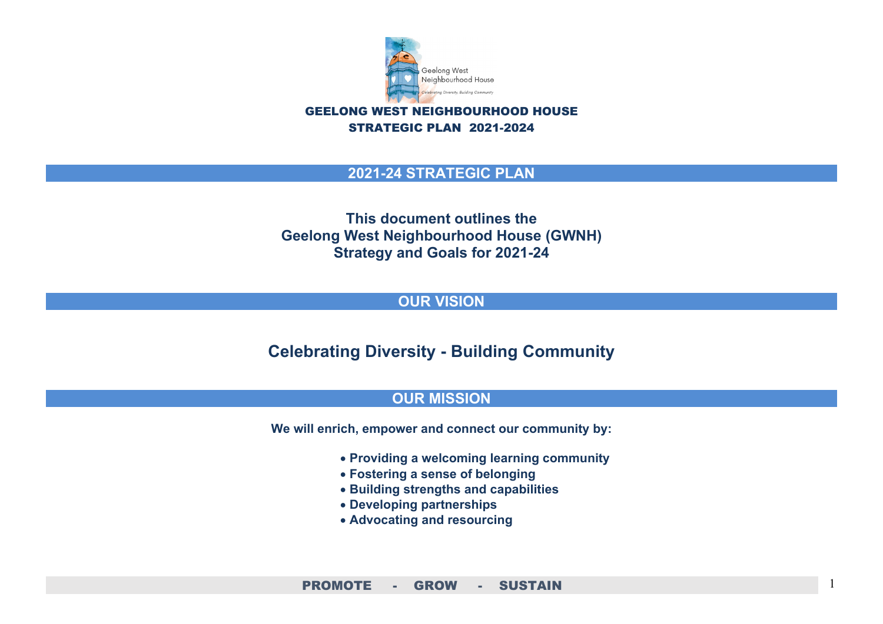# GEELONG WEST NEIGHBOURHOOD HOUSE
## STRATEGIC PLAN 2021-2024

## 2021-24 STRATEGIC PLAN

**This document outlines the**
**Geelong West Neighbourhood House (GWNH)**
**Strategy and Goals for 2021-24**

## OUR VISION

**Celebrating Diversity - Building Community**

## OUR MISSION

**We will enrich, empower and connect our community by:**

- **Providing a welcoming learning community**
- **Fostering a sense of belonging**
- **Building strengths and capabilities**
- **Developing partnerships**
- **Advocating and resourcing**

**PROMOTE - GROW - SUSTAIN**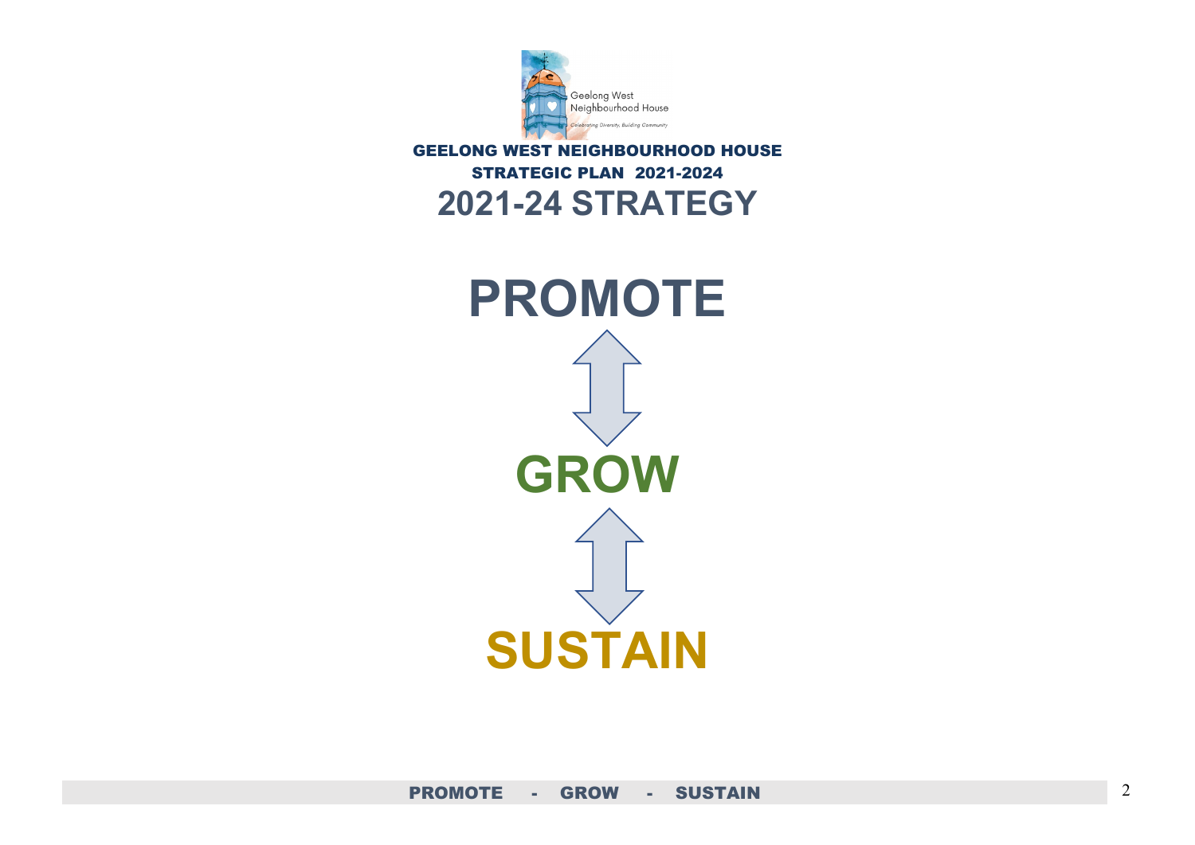**GEELONG WEST NEIGHBOURHOOD HOUSE**

**STRATEGIC PLAN 2021-2024**

# 2021-24 STRATEGY

# PROMOTE

↕

# GROW

↕

# SUSTAIN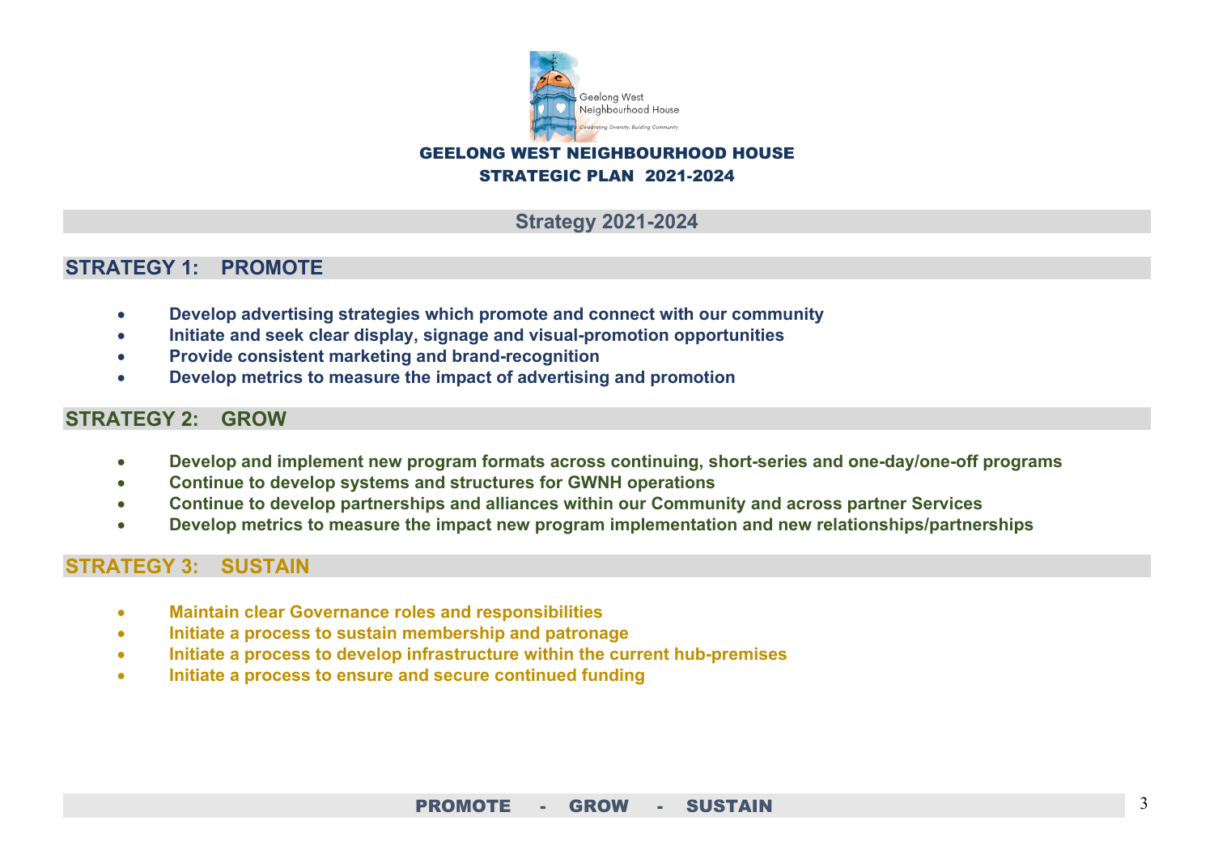# GEELONG WEST NEIGHBOURHOOD HOUSE
## STRATEGIC PLAN 2021-2024

## Strategy 2021-2024

### STRATEGY 1: PROMOTE

- **Develop advertising strategies which promote and connect with our community**
- **Initiate and seek clear display, signage and visual-promotion opportunities**
- **Provide consistent marketing and brand-recognition**
- **Develop metrics to measure the impact of advertising and promotion**

### STRATEGY 2: GROW

- **Develop and implement new program formats across continuing, short-series and one-day/one-off programs**
- **Continue to develop systems and structures for GWNH operations**
- **Continue to develop partnerships and alliances within our Community and across partner Services**
- **Develop metrics to measure the impact new program implementation and new relationships/partnerships**

### STRATEGY 3: SUSTAIN

- **Maintain clear Governance roles and responsibilities**
- **Initiate a process to sustain membership and patronage**
- **Initiate a process to develop infrastructure within the current hub-premises**
- **Initiate a process to ensure and secure continued funding**

**PROMOTE - GROW - SUSTAIN**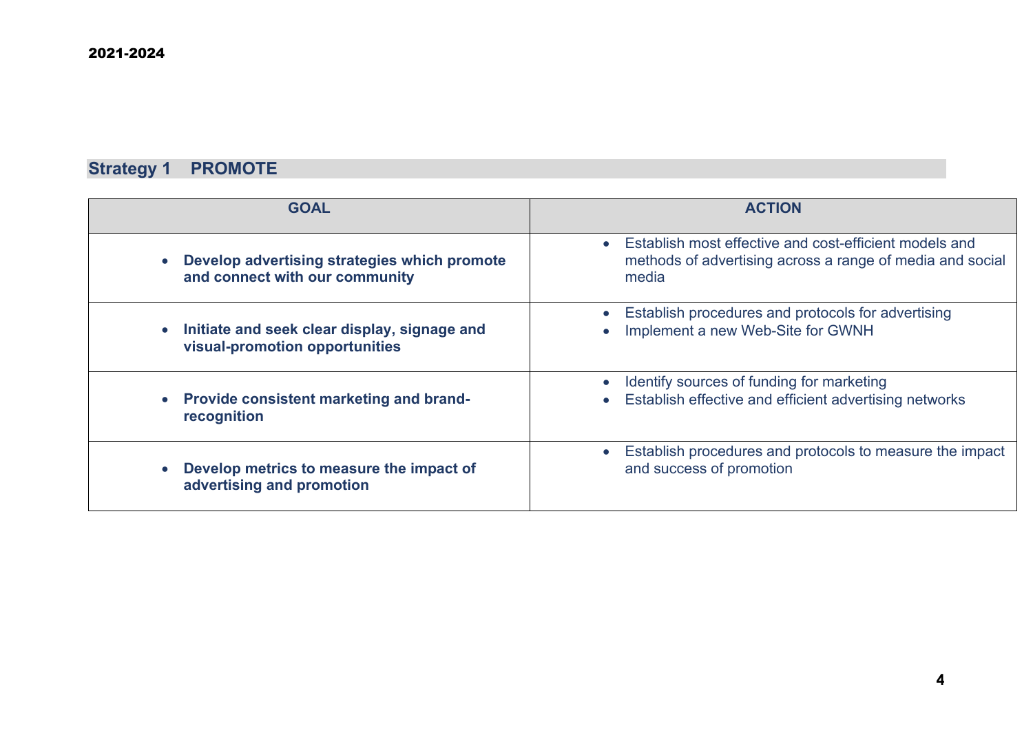2021-2024

## Strategy 1 PROMOTE

| GOAL | ACTION |
| --- | --- |
| • **Develop advertising strategies which promote and connect with our community** | • Establish most effective and cost-efficient models and methods of advertising across a range of media and social media |
| • **Initiate and seek clear display, signage and visual-promotion opportunities** | • Establish procedures and protocols for advertising<br>• Implement a new Web-Site for GWNH |
| • **Provide consistent marketing and brand-recognition** | • Identify sources of funding for marketing<br>• Establish effective and efficient advertising networks |
| • **Develop metrics to measure the impact of advertising and promotion** | • Establish procedures and protocols to measure the impact and success of promotion |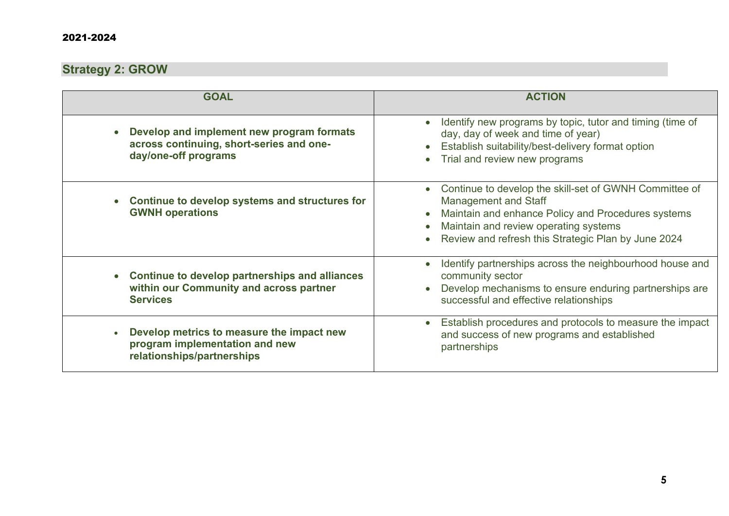2021-2024

## Strategy 2: GROW

| GOAL | ACTION |
|---|---|
| • **Develop and implement new program formats across continuing, short-series and one-day/one-off programs** | • Identify new programs by topic, tutor and timing (time of day, day of week and time of year)<br>• Establish suitability/best-delivery format option<br>• Trial and review new programs |
| • **Continue to develop systems and structures for GWNH operations** | • Continue to develop the skill-set of GWNH Committee of Management and Staff<br>• Maintain and enhance Policy and Procedures systems<br>• Maintain and review operating systems<br>• Review and refresh this Strategic Plan by June 2024 |
| • **Continue to develop partnerships and alliances within our Community and across partner Services** | • Identify partnerships across the neighbourhood house and community sector<br>• Develop mechanisms to ensure enduring partnerships are successful and effective relationships |
| • **Develop metrics to measure the impact new program implementation and new relationships/partnerships** | • Establish procedures and protocols to measure the impact and success of new programs and established partnerships |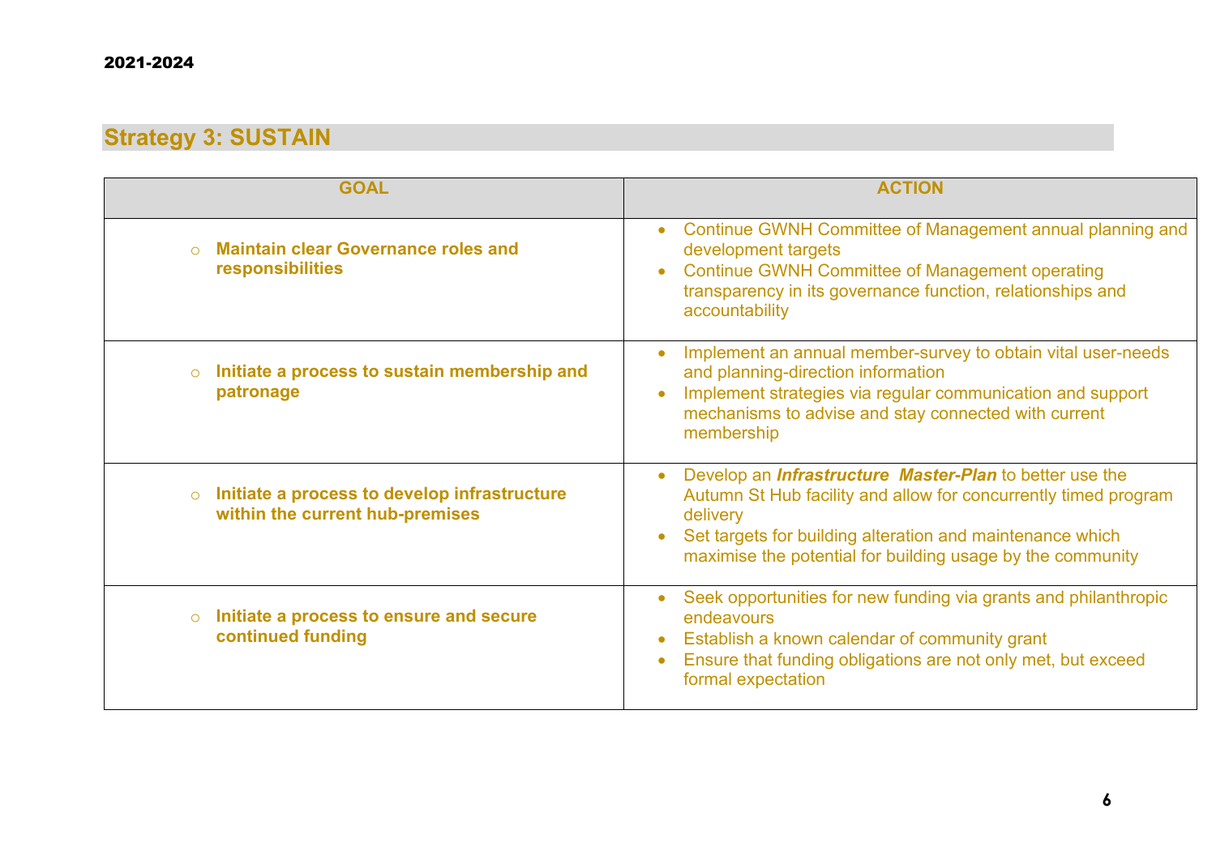## Strategy 3: SUSTAIN

| GOAL | ACTION |
| --- | --- |
| **Maintain clear Governance roles and responsibilities** | • Continue GWNH Committee of Management annual planning and development targets<br>• Continue GWNH Committee of Management operating transparency in its governance function, relationships and accountability |
| **Initiate a process to sustain membership and patronage** | • Implement an annual member-survey to obtain vital user-needs and planning-direction information<br>• Implement strategies via regular communication and support mechanisms to advise and stay connected with current membership |
| **Initiate a process to develop infrastructure within the current hub-premises** | • Develop an ***Infrastructure Master-Plan*** to better use the Autumn St Hub facility and allow for concurrently timed program delivery<br>• Set targets for building alteration and maintenance which maximise the potential for building usage by the community |
| **Initiate a process to ensure and secure continued funding** | • Seek opportunities for new funding via grants and philanthropic endeavours<br>• Establish a known calendar of community grant<br>• Ensure that funding obligations are not only met, but exceed formal expectation |